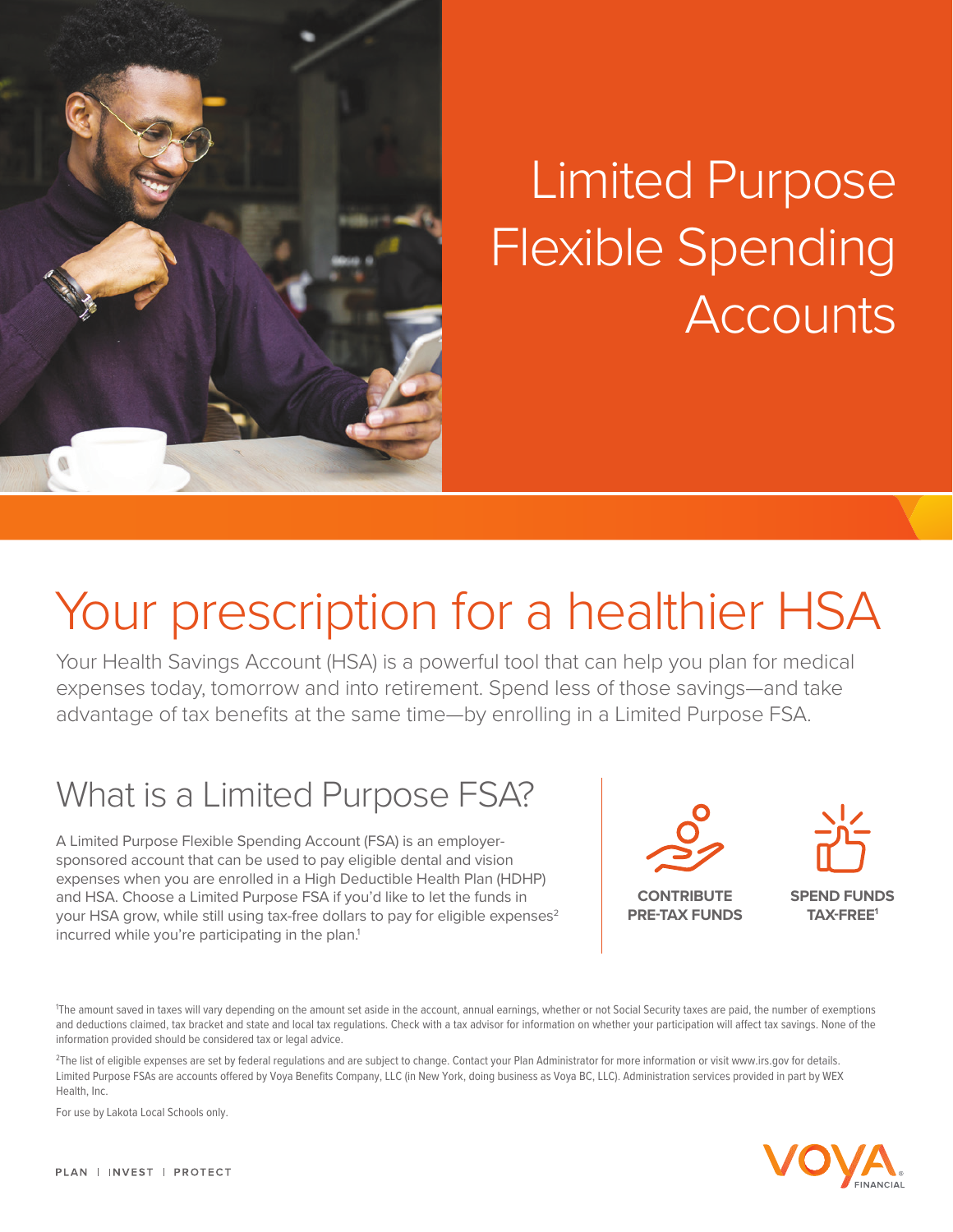# Limited Purpose Flexible Spending Accounts

## Your prescription for a healthier HSA

Your Health Savings Account (HSA) is a powerful tool that can help you plan for medical expenses today, tomorrow and into retirement. Spend less of those savings—and take advantage of tax benefits at the same time—by enrolling in a Limited Purpose FSA.

### What is a Limited Purpose FSA?

A Limited Purpose Flexible Spending Account (FSA) is an employer-sponsored account that can be used to pay eligible dental and vision expenses when you are enrolled in a High Deductible Health Plan (HDHP) and HSA. Choose a Limited Purpose FSA if you'd like to let the funds in your HSA grow, while still using tax-free dollars to pay for eligible expenses[2] incurred while you're participating in the plan.[1]

**CONTRIBUTE PRE-TAX FUNDS**

**SPEND FUNDS TAX-FREE[1]**

[1]The amount saved in taxes will vary depending on the amount set aside in the account, annual earnings, whether or not Social Security taxes are paid, the number of exemptions and deductions claimed, tax bracket and state and local tax regulations. Check with a tax advisor for information on whether your participation will affect tax savings. None of the information provided should be considered tax or legal advice.

[2]The list of eligible expenses are set by federal regulations and are subject to change. Contact your Plan Administrator for more information or visit www.irs.gov for details. Limited Purpose FSAs are accounts offered by Voya Benefits Company, LLC (in New York, doing business as Voya BC, LLC). Administration services provided in part by WEX Health, Inc.

For use by Lakota Local Schools only.

PLAN | INVEST | PROTECT

VOYA FINANCIAL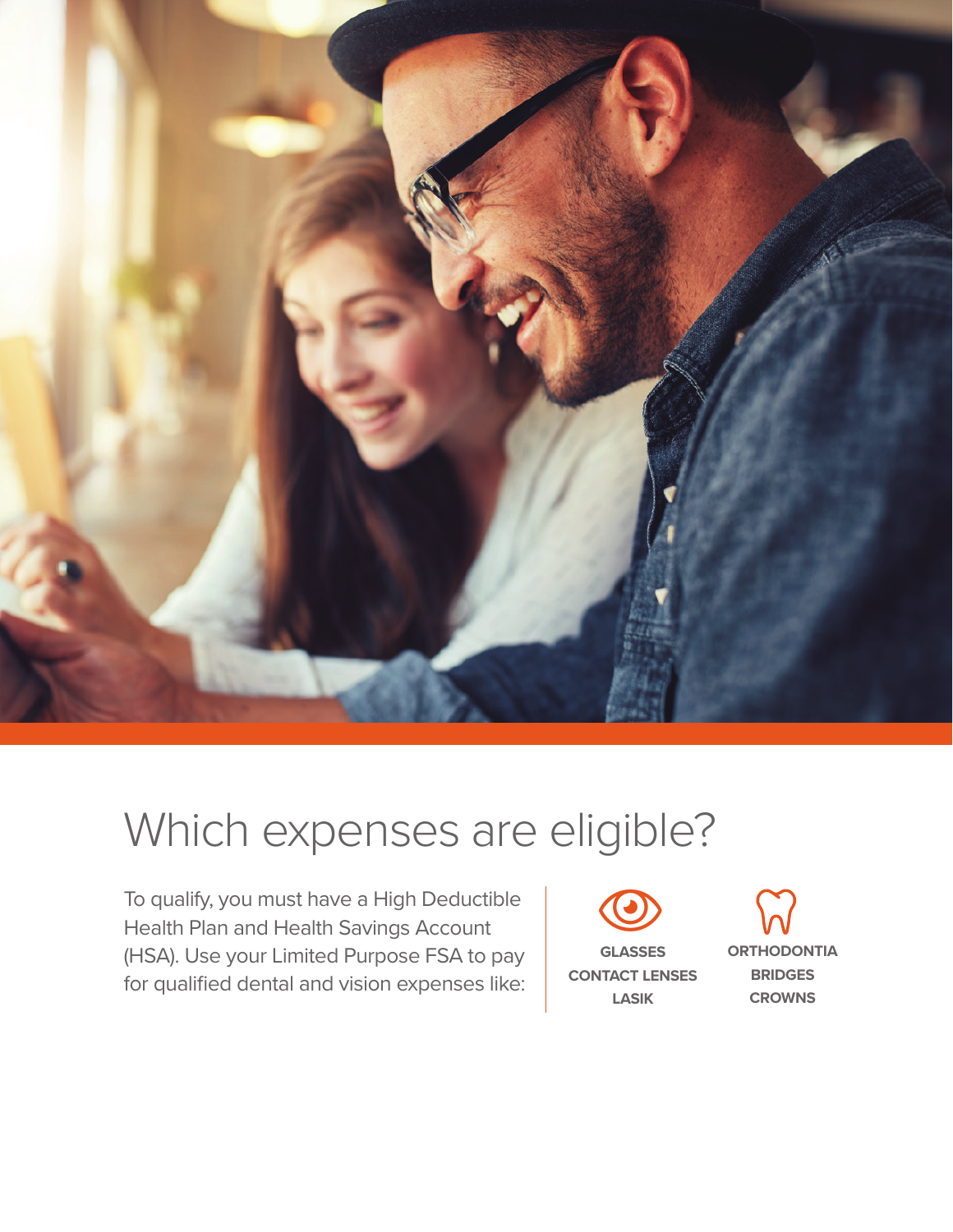# Which expenses are eligible?

To qualify, you must have a High Deductible Health Plan and Health Savings Account (HSA). Use your Limited Purpose FSA to pay for qualified dental and vision expenses like:

**GLASSES**
**CONTACT LENSES**
**LASIK**

**ORTHODONTIA**
**BRIDGES**
**CROWNS**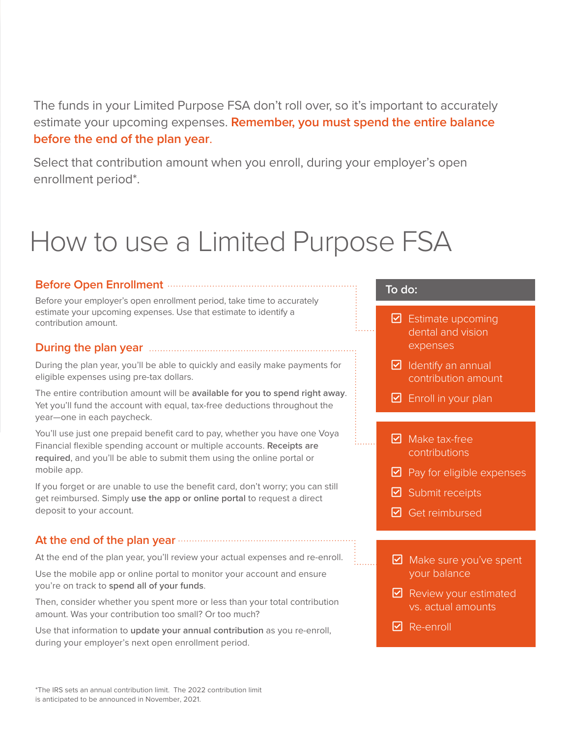The funds in your Limited Purpose FSA don't roll over, so it's important to accurately estimate your upcoming expenses. **Remember, you must spend the entire balance before the end of the plan year**.

Select that contribution amount when you enroll, during your employer's open enrollment period*.

# How to use a Limited Purpose FSA

## Before Open Enrollment

Before your employer's open enrollment period, take time to accurately estimate your upcoming expenses. Use that estimate to identify a contribution amount.

**To do:**

- ☑ Estimate upcoming dental and vision expenses
- ☑ Identify an annual contribution amount
- ☑ Enroll in your plan

## During the plan year

During the plan year, you'll be able to quickly and easily make payments for eligible expenses using pre-tax dollars.

The entire contribution amount will be **available for you to spend right away**. Yet you'll fund the account with equal, tax-free deductions throughout the year—one in each paycheck.

You'll use just one prepaid benefit card to pay, whether you have one Voya Financial flexible spending account or multiple accounts. **Receipts are required**, and you'll be able to submit them using the online portal or mobile app.

If you forget or are unable to use the benefit card, don't worry; you can still get reimbursed. Simply **use the app or online portal** to request a direct deposit to your account.

**To do:**

- ☑ Make tax-free contributions
- ☑ Pay for eligible expenses
- ☑ Submit receipts
- ☑ Get reimbursed

## At the end of the plan year

At the end of the plan year, you'll review your actual expenses and re-enroll.

Use the mobile app or online portal to monitor your account and ensure you're on track to **spend all of your funds**.

Then, consider whether you spent more or less than your total contribution amount. Was your contribution too small? Or too much?

Use that information to **update your annual contribution** as you re-enroll, during your employer's next open enrollment period.

**To do:**

- ☑ Make sure you've spent your balance
- ☑ Review your estimated vs. actual amounts
- ☑ Re-enroll

*The IRS sets an annual contribution limit. The 2022 contribution limit is anticipated to be announced in November, 2021.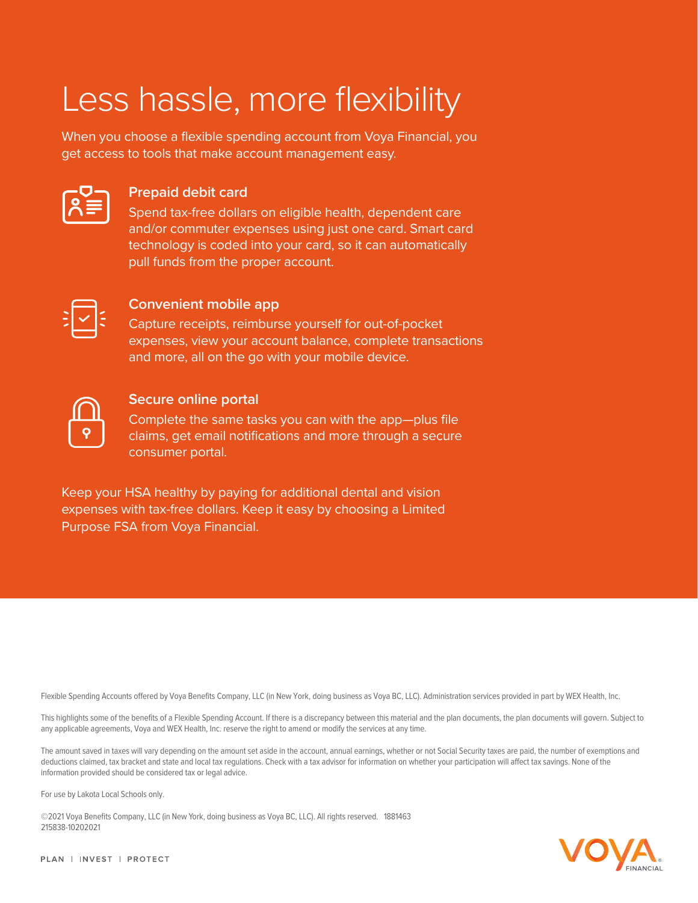# Less hassle, more flexibility

When you choose a flexible spending account from Voya Financial, you get access to tools that make account management easy.

### Prepaid debit card

Spend tax-free dollars on eligible health, dependent care and/or commuter expenses using just one card. Smart card technology is coded into your card, so it can automatically pull funds from the proper account.

### Convenient mobile app

Capture receipts, reimburse yourself for out-of-pocket expenses, view your account balance, complete transactions and more, all on the go with your mobile device.

### Secure online portal

Complete the same tasks you can with the app—plus file claims, get email notifications and more through a secure consumer portal.

Keep your HSA healthy by paying for additional dental and vision expenses with tax-free dollars. Keep it easy by choosing a Limited Purpose FSA from Voya Financial.

Flexible Spending Accounts offered by Voya Benefits Company, LLC (in New York, doing business as Voya BC, LLC). Administration services provided in part by WEX Health, Inc.

This highlights some of the benefits of a Flexible Spending Account. If there is a discrepancy between this material and the plan documents, the plan documents will govern. Subject to any applicable agreements, Voya and WEX Health, Inc. reserve the right to amend or modify the services at any time.

The amount saved in taxes will vary depending on the amount set aside in the account, annual earnings, whether or not Social Security taxes are paid, the number of exemptions and deductions claimed, tax bracket and state and local tax regulations. Check with a tax advisor for information on whether your participation will affect tax savings. None of the information provided should be considered tax or legal advice.

For use by Lakota Local Schools only.

©2021 Voya Benefits Company, LLC (in New York, doing business as Voya BC, LLC). All rights reserved. 1881463
215838-10202021

PLAN | INVEST | PROTECT

VOYA FINANCIAL